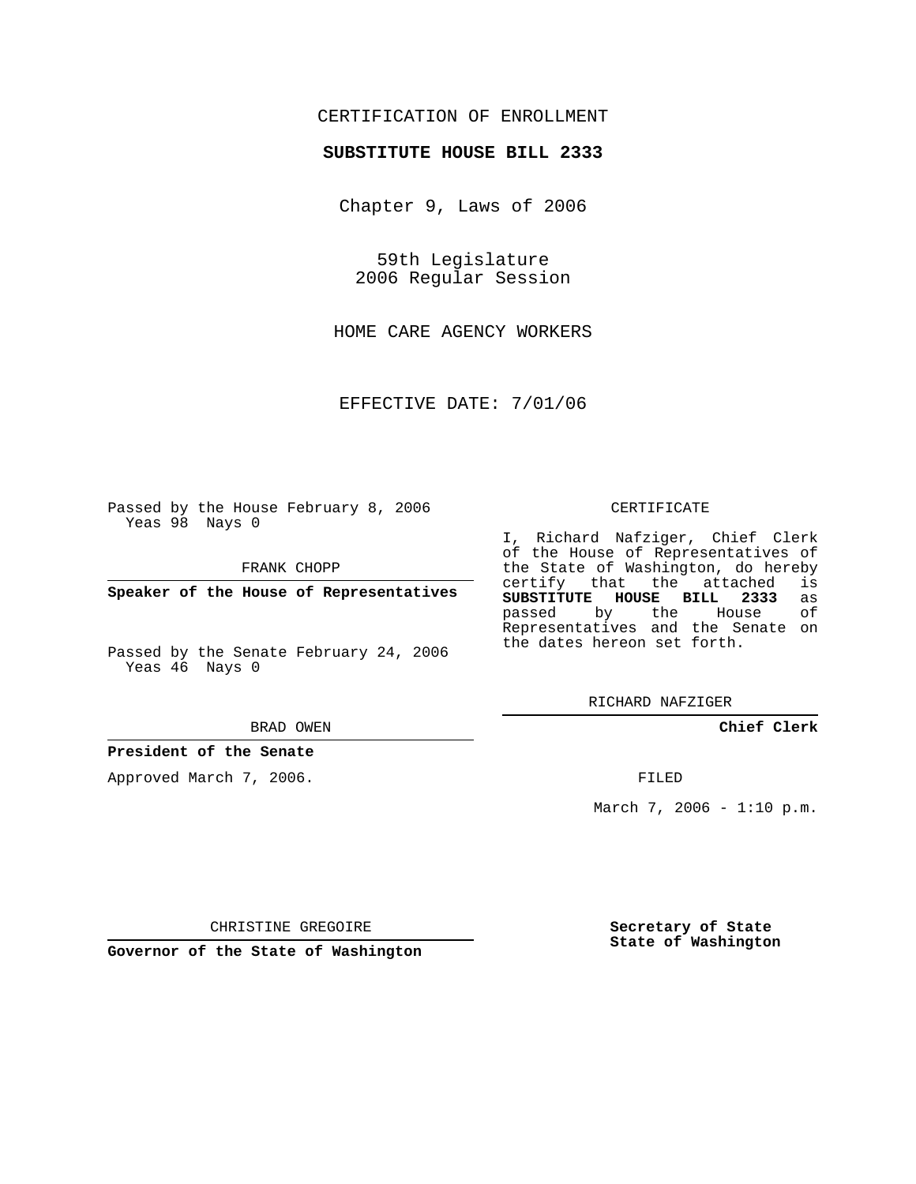CERTIFICATION OF ENROLLMENT

**SUBSTITUTE HOUSE BILL 2333**

Chapter 9, Laws of 2006

59th Legislature
2006 Regular Session

HOME CARE AGENCY WORKERS

EFFECTIVE DATE: 7/01/06

Passed by the House February 8, 2006
Yeas 98 Nays 0

FRANK CHOPP

**Speaker of the House of Representatives**

Passed by the Senate February 24, 2006
Yeas 46 Nays 0

BRAD OWEN

**President of the Senate**

Approved March 7, 2006.

CHRISTINE GREGOIRE

**Governor of the State of Washington**

CERTIFICATE

I, Richard Nafziger, Chief Clerk of the House of Representatives of the State of Washington, do hereby certify that the attached is **SUBSTITUTE HOUSE BILL 2333** as passed by the House of Representatives and the Senate on the dates hereon set forth.

RICHARD NAFZIGER

**Chief Clerk**

FILED

March 7, 2006 - 1:10 p.m.

**Secretary of State**
**State of Washington**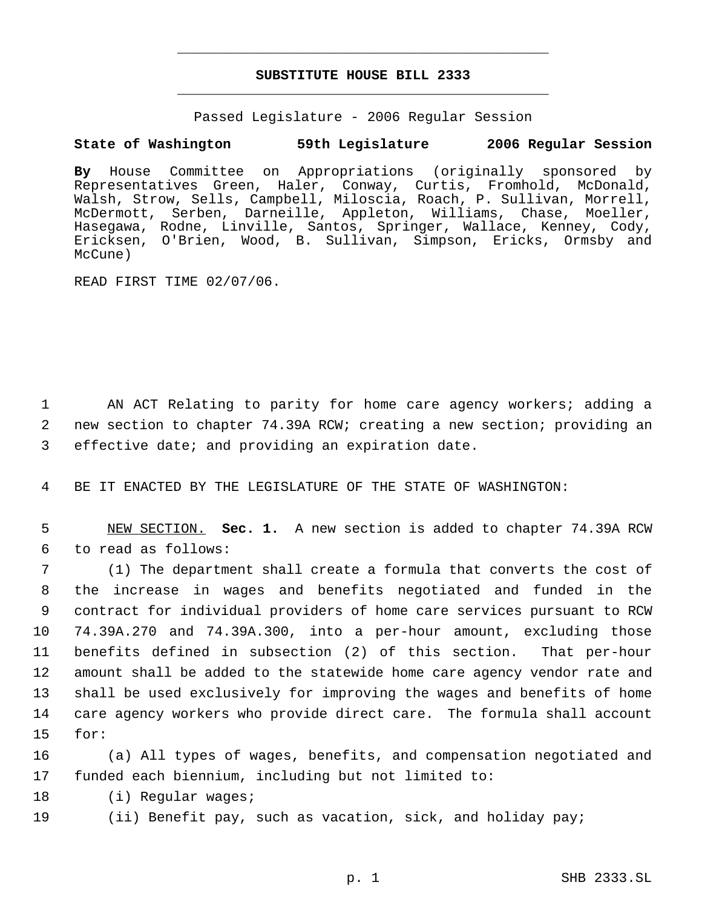# SUBSTITUTE HOUSE BILL 2333

Passed Legislature - 2006 Regular Session

**State of Washington 59th Legislature 2006 Regular Session**

**By** House Committee on Appropriations (originally sponsored by Representatives Green, Haler, Conway, Curtis, Fromhold, McDonald, Walsh, Strow, Sells, Campbell, Miloscia, Roach, P. Sullivan, Morrell, McDermott, Serben, Darneille, Appleton, Williams, Chase, Moeller, Hasegawa, Rodne, Linville, Santos, Springer, Wallace, Kenney, Cody, Ericksen, O'Brien, Wood, B. Sullivan, Simpson, Ericks, Ormsby and McCune)

READ FIRST TIME 02/07/06.

1 AN ACT Relating to parity for home care agency workers; adding a
2 new section to chapter 74.39A RCW; creating a new section; providing an
3 effective date; and providing an expiration date.

4 BE IT ENACTED BY THE LEGISLATURE OF THE STATE OF WASHINGTON:

5 NEW SECTION. **Sec. 1.** A new section is added to chapter 74.39A RCW
6 to read as follows:

7 (1) The department shall create a formula that converts the cost of
8 the increase in wages and benefits negotiated and funded in the
9 contract for individual providers of home care services pursuant to RCW
10 74.39A.270 and 74.39A.300, into a per-hour amount, excluding those
11 benefits defined in subsection (2) of this section. That per-hour
12 amount shall be added to the statewide home care agency vendor rate and
13 shall be used exclusively for improving the wages and benefits of home
14 care agency workers who provide direct care. The formula shall account
15 for:

16 (a) All types of wages, benefits, and compensation negotiated and
17 funded each biennium, including but not limited to:

18 (i) Regular wages;

19 (ii) Benefit pay, such as vacation, sick, and holiday pay;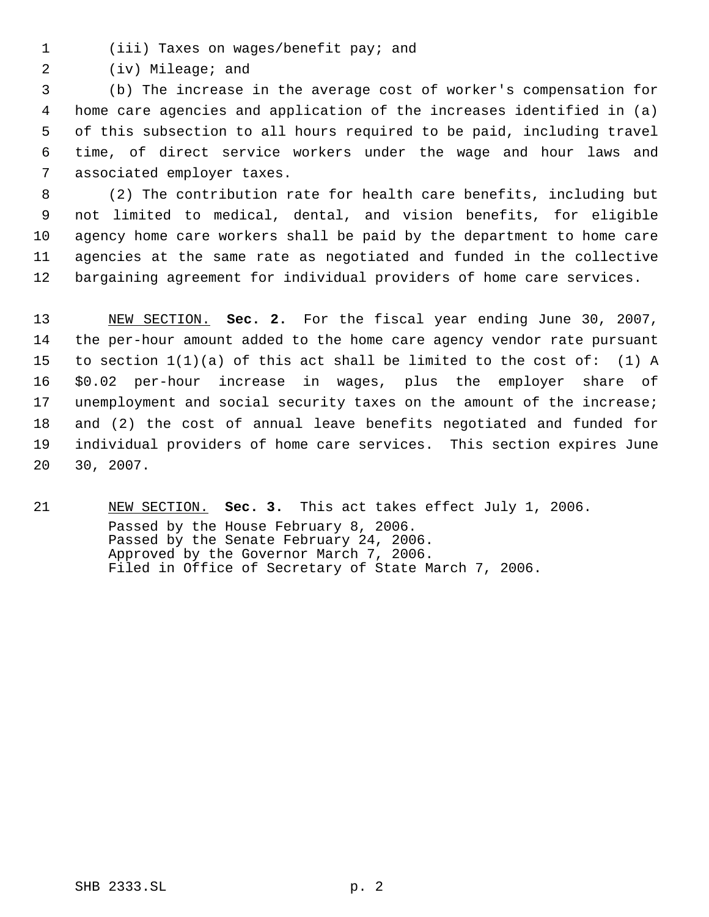(iii) Taxes on wages/benefit pay; and

(iv) Mileage; and

(b) The increase in the average cost of worker's compensation for home care agencies and application of the increases identified in (a) of this subsection to all hours required to be paid, including travel time, of direct service workers under the wage and hour laws and associated employer taxes.

(2) The contribution rate for health care benefits, including but not limited to medical, dental, and vision benefits, for eligible agency home care workers shall be paid by the department to home care agencies at the same rate as negotiated and funded in the collective bargaining agreement for individual providers of home care services.

NEW SECTION. **Sec. 2.** For the fiscal year ending June 30, 2007, the per-hour amount added to the home care agency vendor rate pursuant to section 1(1)(a) of this act shall be limited to the cost of: (1) A $0.02 per-hour increase in wages, plus the employer share of unemployment and social security taxes on the amount of the increase; and (2) the cost of annual leave benefits negotiated and funded for individual providers of home care services. This section expires June 30, 2007.

NEW SECTION. **Sec. 3.** This act takes effect July 1, 2006.

Passed by the House February 8, 2006.
Passed by the Senate February 24, 2006.
Approved by the Governor March 7, 2006.
Filed in Office of Secretary of State March 7, 2006.